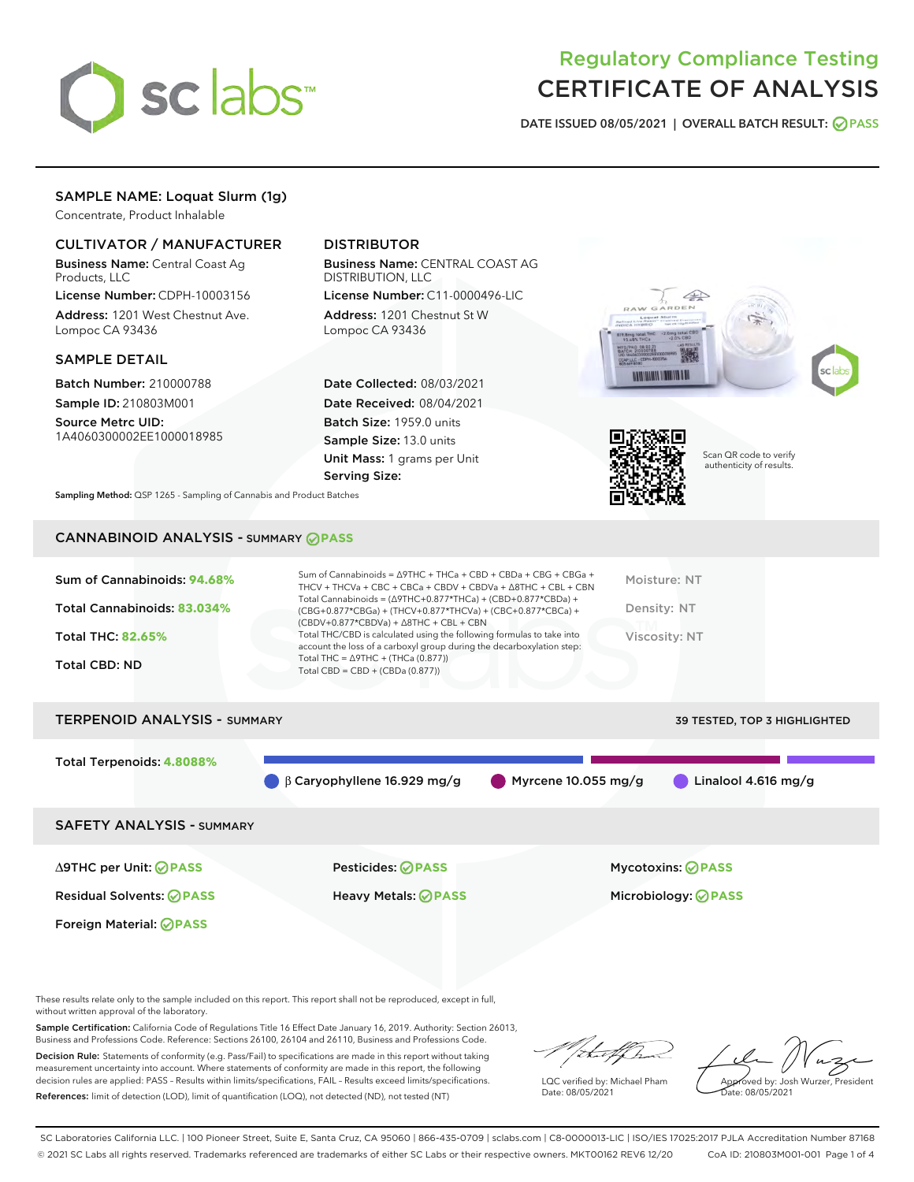# Regulatory Compliance Testing
# CERTIFICATE OF ANALYSIS

DATE ISSUED 08/05/2021 | OVERALL BATCH RESULT: PASS

## SAMPLE NAME: Loquat Slurm (1g)

Concentrate, Product Inhalable

### CULTIVATOR / MANUFACTURER

**Business Name:** Central Coast Ag Products, LLC

**License Number:** CDPH-10003156

**Address:** 1201 West Chestnut Ave. Lompoc CA 93436

### DISTRIBUTOR

**Business Name:** CENTRAL COAST AG DISTRIBUTION, LLC

**License Number:** C11-0000496-LIC

**Address:** 1201 Chestnut St W Lompoc CA 93436

### SAMPLE DETAIL

**Batch Number:** 210000788

**Sample ID:** 210803M001

**Source Metrc UID:** 1A4060300002EE1000018985

**Date Collected:** 08/03/2021

**Date Received:** 08/04/2021

**Batch Size:** 1959.0 units

**Sample Size:** 13.0 units

**Unit Mass:** 1 grams per Unit

**Serving Size:**

Scan QR code to verify authenticity of results.

**Sampling Method:** QSP 1265 - Sampling of Cannabis and Product Batches

## CANNABINOID ANALYSIS - SUMMARY PASS

Sum of Cannabinoids: **94.68%**

Total Cannabinoids: **83.034%**

Total THC: **82.65%**

Total CBD: ND

Sum of Cannabinoids = Δ9THC + THCa + CBD + CBDa + CBG + CBGa + THCV + THCVa + CBC + CBCa + CBDV + CBDVa + Δ8THC + CBL + CBN

Total Cannabinoids = (Δ9THC+0.877*THCa) + (CBD+0.877*CBDa) + (CBG+0.877*CBGa) + (THCV+0.877*THCVa) + (CBC+0.877*CBCa) + (CBDV+0.877*CBDVa) + Δ8THC + CBL + CBN

Total THC/CBD is calculated using the following formulas to take into account the loss of a carboxyl group during the decarboxylation step:

Total THC = Δ9THC + (THCa (0.877))

Total CBD = CBD + (CBDa (0.877))

Moisture: NT

Density: NT

Viscosity: NT

## TERPENOID ANALYSIS - SUMMARY

39 TESTED, TOP 3 HIGHLIGHTED

Total Terpenoids: **4.8088%**

β Caryophyllene 16.929 mg/g | Myrcene 10.055 mg/g | Linalool 4.616 mg/g

## SAFETY ANALYSIS - SUMMARY

| | | |
|---|---|---|
| Δ9THC per Unit: PASS | Pesticides: PASS | Mycotoxins: PASS |
| Residual Solvents: PASS | Heavy Metals: PASS | Microbiology: PASS |
| Foreign Material: PASS | | |

These results relate only to the sample included on this report. This report shall not be reproduced, except in full, without written approval of the laboratory.

**Sample Certification:** California Code of Regulations Title 16 Effect Date January 16, 2019. Authority: Section 26013, Business and Professions Code. Reference: Sections 26100, 26104 and 26110, Business and Professions Code.

**Decision Rule:** Statements of conformity (e.g. Pass/Fail) to specifications are made in this report without taking measurement uncertainty into account. Where statements of conformity are made in this report, the following decision rules are applied: PASS – Results within limits/specifications, FAIL – Results exceed limits/specifications.

**References:** limit of detection (LOD), limit of quantification (LOQ), not detected (ND), not tested (NT)

LQC verified by: Michael Pham
Date: 08/05/2021

Approved by: Josh Wurzer, President
Date: 08/05/2021

SC Laboratories California LLC. | 100 Pioneer Street, Suite E, Santa Cruz, CA 95060 | 866-435-0709 | sclabs.com | C8-0000013-LIC | ISO/IES 17025:2017 PJLA Accreditation Number 87168
© 2021 SC Labs all rights reserved. Trademarks referenced are trademarks of either SC Labs or their respective owners. MKT00162 REV6 12/20 CoA ID: 210803M001-001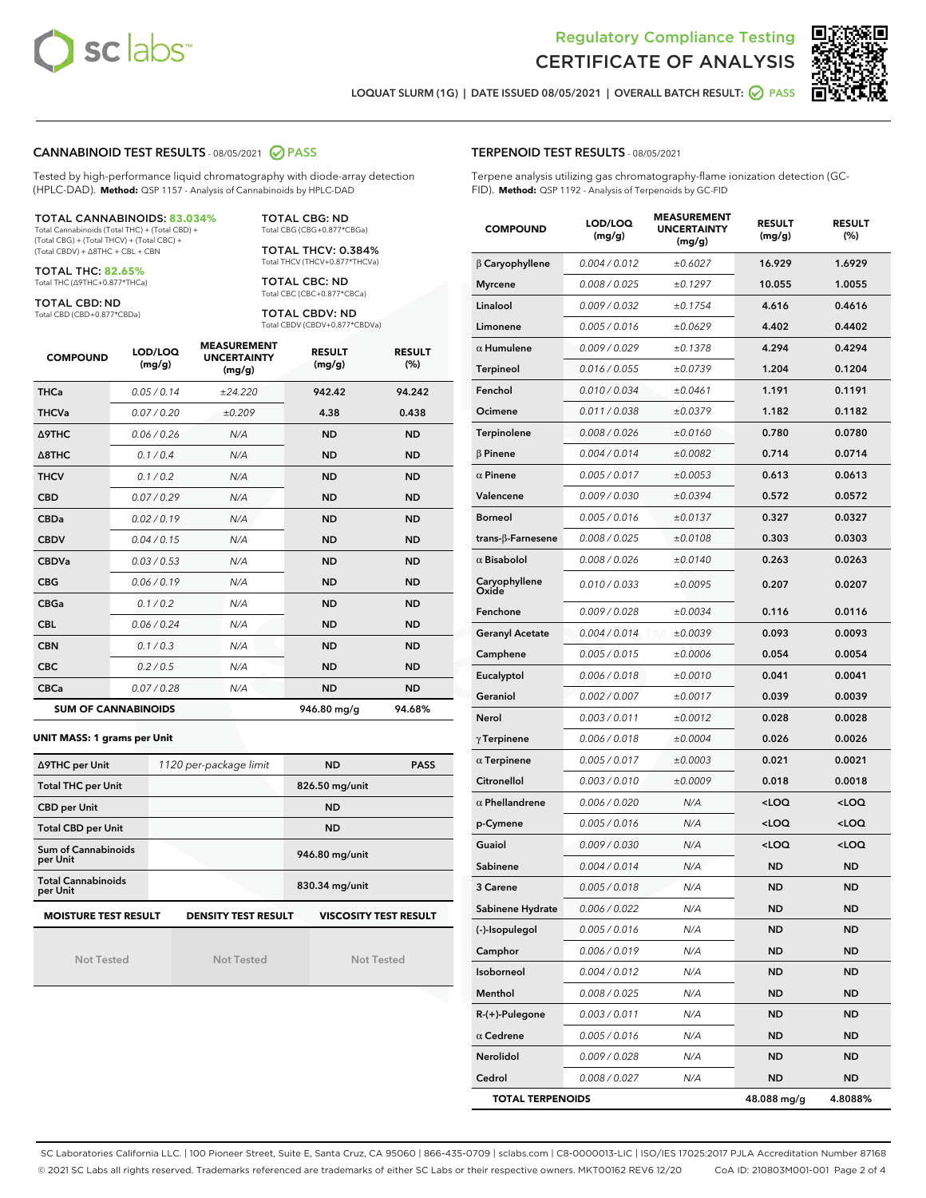Regulatory Compliance Testing

# CERTIFICATE OF ANALYSIS

LOQUAT SLURM (1G) | DATE ISSUED 08/05/2021 | OVERALL BATCH RESULT: PASS

## CANNABINOID TEST RESULTS - 08/05/2021 PASS

Tested by high-performance liquid chromatography with diode-array detection (HPLC-DAD). **Method:** QSP 1157 - Analysis of Cannabinoids by HPLC-DAD

**TOTAL CANNABINOIDS: 83.034%**
Total Cannabinoids (Total THC) + (Total CBD) + (Total CBG) + (Total THCV) + (Total CBC) + (Total CBDV) + ∆8THC + CBL + CBN

**TOTAL THC: 82.65%**
Total THC (∆9THC+0.877*THCa)

**TOTAL CBD: ND**
Total CBD (CBD+0.877*CBDa)

**TOTAL CBG: ND**
Total CBG (CBG+0.877*CBGa)

**TOTAL THCV: 0.384%**
Total THCV (THCV+0.877*THCVa)

**TOTAL CBC: ND**
Total CBC (CBC+0.877*CBCa)

**TOTAL CBDV: ND**
Total CBDV (CBDV+0.877*CBDVa)

| COMPOUND | LOD/LOQ (mg/g) | MEASUREMENT UNCERTAINTY (mg/g) | RESULT (mg/g) | RESULT (%) |
|---|---|---|---|---|
| THCa | 0.05 / 0.14 | ±24.220 | 942.42 | 94.242 |
| THCVa | 0.07 / 0.20 | ±0.209 | 4.38 | 0.438 |
| ∆9THC | 0.06 / 0.26 | N/A | ND | ND |
| ∆8THC | 0.1 / 0.4 | N/A | ND | ND |
| THCV | 0.1 / 0.2 | N/A | ND | ND |
| CBD | 0.07 / 0.29 | N/A | ND | ND |
| CBDa | 0.02 / 0.19 | N/A | ND | ND |
| CBDV | 0.04 / 0.15 | N/A | ND | ND |
| CBDVa | 0.03 / 0.53 | N/A | ND | ND |
| CBG | 0.06 / 0.19 | N/A | ND | ND |
| CBGa | 0.1 / 0.2 | N/A | ND | ND |
| CBL | 0.06 / 0.24 | N/A | ND | ND |
| CBN | 0.1 / 0.3 | N/A | ND | ND |
| CBC | 0.2 / 0.5 | N/A | ND | ND |
| CBCa | 0.07 / 0.28 | N/A | ND | ND |
| **SUM OF CANNABINOIDS** | | | **946.80 mg/g** | **94.68%** |

**UNIT MASS: 1 grams per Unit**

| ∆9THC per Unit | 1120 per-package limit | ND | PASS |
|---|---|---|---|
| Total THC per Unit | | 826.50 mg/unit | |
| CBD per Unit | | ND | |
| Total CBD per Unit | | ND | |
| Sum of Cannabinoids per Unit | | 946.80 mg/unit | |
| Total Cannabinoids per Unit | | 830.34 mg/unit | |

| MOISTURE TEST RESULT | DENSITY TEST RESULT | VISCOSITY TEST RESULT |
|---|---|---|
| Not Tested | Not Tested | Not Tested |

## TERPENOID TEST RESULTS - 08/05/2021

Terpene analysis utilizing gas chromatography-flame ionization detection (GC-FID). **Method:** QSP 1192 - Analysis of Terpenoids by GC-FID

| COMPOUND | LOD/LOQ (mg/g) | MEASUREMENT UNCERTAINTY (mg/g) | RESULT (mg/g) | RESULT (%) |
|---|---|---|---|---|
| β Caryophyllene | 0.004 / 0.012 | ±0.6027 | 16.929 | 1.6929 |
| Myrcene | 0.008 / 0.025 | ±0.1297 | 10.055 | 1.0055 |
| Linalool | 0.009 / 0.032 | ±0.1754 | 4.616 | 0.4616 |
| Limonene | 0.005 / 0.016 | ±0.0629 | 4.402 | 0.4402 |
| α Humulene | 0.009 / 0.029 | ±0.1378 | 4.294 | 0.4294 |
| Terpineol | 0.016 / 0.055 | ±0.0739 | 1.204 | 0.1204 |
| Fenchol | 0.010 / 0.034 | ±0.0461 | 1.191 | 0.1191 |
| Ocimene | 0.011 / 0.038 | ±0.0379 | 1.182 | 0.1182 |
| Terpinolene | 0.008 / 0.026 | ±0.0160 | 0.780 | 0.0780 |
| β Pinene | 0.004 / 0.014 | ±0.0082 | 0.714 | 0.0714 |
| α Pinene | 0.005 / 0.017 | ±0.0053 | 0.613 | 0.0613 |
| Valencene | 0.009 / 0.030 | ±0.0394 | 0.572 | 0.0572 |
| Borneol | 0.005 / 0.016 | ±0.0137 | 0.327 | 0.0327 |
| trans-β-Farnesene | 0.008 / 0.025 | ±0.0108 | 0.303 | 0.0303 |
| α Bisabolol | 0.008 / 0.026 | ±0.0140 | 0.263 | 0.0263 |
| Caryophyllene Oxide | 0.010 / 0.033 | ±0.0095 | 0.207 | 0.0207 |
| Fenchone | 0.009 / 0.028 | ±0.0034 | 0.116 | 0.0116 |
| Geranyl Acetate | 0.004 / 0.014 | ±0.0039 | 0.093 | 0.0093 |
| Camphene | 0.005 / 0.015 | ±0.0006 | 0.054 | 0.0054 |
| Eucalyptol | 0.006 / 0.018 | ±0.0010 | 0.041 | 0.0041 |
| Geraniol | 0.002 / 0.007 | ±0.0017 | 0.039 | 0.0039 |
| Nerol | 0.003 / 0.011 | ±0.0012 | 0.028 | 0.0028 |
| γ Terpinene | 0.006 / 0.018 | ±0.0004 | 0.026 | 0.0026 |
| α Terpinene | 0.005 / 0.017 | ±0.0003 | 0.021 | 0.0021 |
| Citronellol | 0.003 / 0.010 | ±0.0009 | 0.018 | 0.0018 |
| α Phellandrene | 0.006 / 0.020 | N/A | <LOQ | <LOQ |
| p-Cymene | 0.005 / 0.016 | N/A | <LOQ | <LOQ |
| Guaiol | 0.009 / 0.030 | N/A | <LOQ | <LOQ |
| Sabinene | 0.004 / 0.014 | N/A | ND | ND |
| 3 Carene | 0.005 / 0.018 | N/A | ND | ND |
| Sabinene Hydrate | 0.006 / 0.022 | N/A | ND | ND |
| (-)-Isopulegol | 0.005 / 0.016 | N/A | ND | ND |
| Camphor | 0.006 / 0.019 | N/A | ND | ND |
| Isoborneol | 0.004 / 0.012 | N/A | ND | ND |
| Menthol | 0.008 / 0.025 | N/A | ND | ND |
| R-(+)-Pulegone | 0.003 / 0.011 | N/A | ND | ND |
| α Cedrene | 0.005 / 0.016 | N/A | ND | ND |
| Nerolidol | 0.009 / 0.028 | N/A | ND | ND |
| Cedrol | 0.008 / 0.027 | N/A | ND | ND |
| **TOTAL TERPENOIDS** | | | **48.088 mg/g** | **4.8088%** |

SC Laboratories California LLC. | 100 Pioneer Street, Suite E, Santa Cruz, CA 95060 | 866-435-0709 | sclabs.com | C8-0000013-LIC | ISO/IES 17025:2017 PJLA Accreditation Number 87168
© 2021 SC Labs all rights reserved. Trademarks referenced are trademarks of either SC Labs or their respective owners. MKT00162 REV6 12/20 CoA ID: 210803M001-001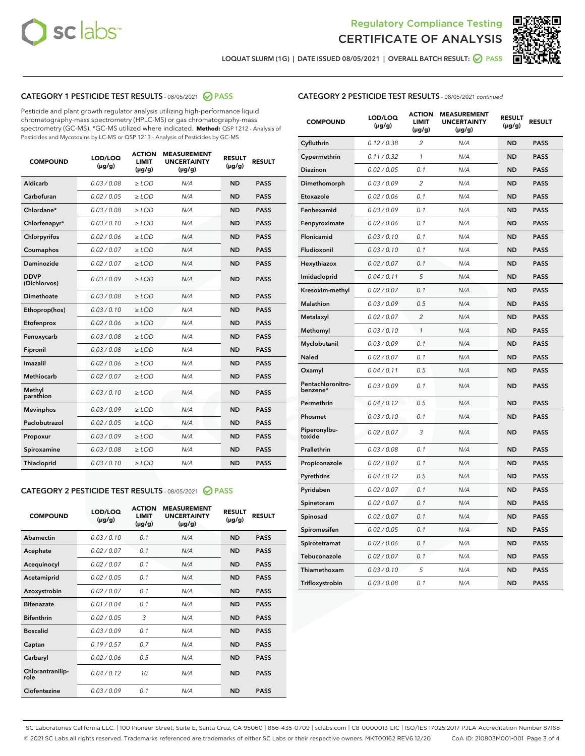Regulatory Compliance Testing

CERTIFICATE OF ANALYSIS

LOQUAT SLURM (1G) | DATE ISSUED 08/05/2021 | OVERALL BATCH RESULT: PASS

## CATEGORY 1 PESTICIDE TEST RESULTS - 08/05/2021 PASS

Pesticide and plant growth regulator analysis utilizing high-performance liquid chromatography-mass spectrometry (HPLC-MS) or gas chromatography-mass spectrometry (GC-MS). *GC-MS utilized where indicated. **Method:** QSP 1212 - Analysis of Pesticides and Mycotoxins by LC-MS or QSP 1213 - Analysis of Pesticides by GC-MS

| COMPOUND | LOD/LOQ (µg/g) | ACTION LIMIT (µg/g) | MEASUREMENT UNCERTAINTY (µg/g) | RESULT (µg/g) | RESULT |
|---|---|---|---|---|---|
| Aldicarb | 0.03 / 0.08 | ≥ LOD | N/A | ND | PASS |
| Carbofuran | 0.02 / 0.05 | ≥ LOD | N/A | ND | PASS |
| Chlordane* | 0.03 / 0.08 | ≥ LOD | N/A | ND | PASS |
| Chlorfenapyr* | 0.03 / 0.10 | ≥ LOD | N/A | ND | PASS |
| Chlorpyrifos | 0.02 / 0.06 | ≥ LOD | N/A | ND | PASS |
| Coumaphos | 0.02 / 0.07 | ≥ LOD | N/A | ND | PASS |
| Daminozide | 0.02 / 0.07 | ≥ LOD | N/A | ND | PASS |
| DDVP (Dichlorvos) | 0.03 / 0.09 | ≥ LOD | N/A | ND | PASS |
| Dimethoate | 0.03 / 0.08 | ≥ LOD | N/A | ND | PASS |
| Ethoprop(hos) | 0.03 / 0.10 | ≥ LOD | N/A | ND | PASS |
| Etofenprox | 0.02 / 0.06 | ≥ LOD | N/A | ND | PASS |
| Fenoxycarb | 0.03 / 0.08 | ≥ LOD | N/A | ND | PASS |
| Fipronil | 0.03 / 0.08 | ≥ LOD | N/A | ND | PASS |
| Imazalil | 0.02 / 0.06 | ≥ LOD | N/A | ND | PASS |
| Methiocarb | 0.02 / 0.07 | ≥ LOD | N/A | ND | PASS |
| Methyl parathion | 0.03 / 0.10 | ≥ LOD | N/A | ND | PASS |
| Mevinphos | 0.03 / 0.09 | ≥ LOD | N/A | ND | PASS |
| Paclobutrazol | 0.02 / 0.05 | ≥ LOD | N/A | ND | PASS |
| Propoxur | 0.03 / 0.09 | ≥ LOD | N/A | ND | PASS |
| Spiroxamine | 0.03 / 0.08 | ≥ LOD | N/A | ND | PASS |
| Thiacloprid | 0.03 / 0.10 | ≥ LOD | N/A | ND | PASS |

## CATEGORY 2 PESTICIDE TEST RESULTS - 08/05/2021 PASS

| COMPOUND | LOD/LOQ (µg/g) | ACTION LIMIT (µg/g) | MEASUREMENT UNCERTAINTY (µg/g) | RESULT (µg/g) | RESULT |
|---|---|---|---|---|---|
| Abamectin | 0.03 / 0.10 | 0.1 | N/A | ND | PASS |
| Acephate | 0.02 / 0.07 | 0.1 | N/A | ND | PASS |
| Acequinocyl | 0.02 / 0.07 | 0.1 | N/A | ND | PASS |
| Acetamiprid | 0.02 / 0.05 | 0.1 | N/A | ND | PASS |
| Azoxystrobin | 0.02 / 0.07 | 0.1 | N/A | ND | PASS |
| Bifenazate | 0.01 / 0.04 | 0.1 | N/A | ND | PASS |
| Bifenthrin | 0.02 / 0.05 | 3 | N/A | ND | PASS |
| Boscalid | 0.03 / 0.09 | 0.1 | N/A | ND | PASS |
| Captan | 0.19 / 0.57 | 0.7 | N/A | ND | PASS |
| Carbaryl | 0.02 / 0.06 | 0.5 | N/A | ND | PASS |
| Chlorantraniliprole | 0.04 / 0.12 | 10 | N/A | ND | PASS |
| Clofentezine | 0.03 / 0.09 | 0.1 | N/A | ND | PASS |
| Cyfluthrin | 0.12 / 0.38 | 2 | N/A | ND | PASS |
| Cypermethrin | 0.11 / 0.32 | 1 | N/A | ND | PASS |
| Diazinon | 0.02 / 0.05 | 0.1 | N/A | ND | PASS |
| Dimethomorph | 0.03 / 0.09 | 2 | N/A | ND | PASS |
| Etoxazole | 0.02 / 0.06 | 0.1 | N/A | ND | PASS |
| Fenhexamid | 0.03 / 0.09 | 0.1 | N/A | ND | PASS |
| Fenpyroximate | 0.02 / 0.06 | 0.1 | N/A | ND | PASS |
| Flonicamid | 0.03 / 0.10 | 0.1 | N/A | ND | PASS |
| Fludioxonil | 0.03 / 0.10 | 0.1 | N/A | ND | PASS |
| Hexythiazox | 0.02 / 0.07 | 0.1 | N/A | ND | PASS |
| Imidacloprid | 0.04 / 0.11 | 5 | N/A | ND | PASS |
| Kresoxim-methyl | 0.02 / 0.07 | 0.1 | N/A | ND | PASS |
| Malathion | 0.03 / 0.09 | 0.5 | N/A | ND | PASS |
| Metalaxyl | 0.02 / 0.07 | 2 | N/A | ND | PASS |
| Methomyl | 0.03 / 0.10 | 1 | N/A | ND | PASS |
| Myclobutanil | 0.03 / 0.09 | 0.1 | N/A | ND | PASS |
| Naled | 0.02 / 0.07 | 0.1 | N/A | ND | PASS |
| Oxamyl | 0.04 / 0.11 | 0.5 | N/A | ND | PASS |
| Pentachloronitrobenzene* | 0.03 / 0.09 | 0.1 | N/A | ND | PASS |
| Permethrin | 0.04 / 0.12 | 0.5 | N/A | ND | PASS |
| Phosmet | 0.03 / 0.10 | 0.1 | N/A | ND | PASS |
| Piperonylbutoxide | 0.02 / 0.07 | 3 | N/A | ND | PASS |
| Prallethrin | 0.03 / 0.08 | 0.1 | N/A | ND | PASS |
| Propiconazole | 0.02 / 0.07 | 0.1 | N/A | ND | PASS |
| Pyrethrins | 0.04 / 0.12 | 0.5 | N/A | ND | PASS |
| Pyridaben | 0.02 / 0.07 | 0.1 | N/A | ND | PASS |
| Spinetoram | 0.02 / 0.07 | 0.1 | N/A | ND | PASS |
| Spinosad | 0.02 / 0.07 | 0.1 | N/A | ND | PASS |
| Spiromesifen | 0.02 / 0.05 | 0.1 | N/A | ND | PASS |
| Spirotetramat | 0.02 / 0.06 | 0.1 | N/A | ND | PASS |
| Tebuconazole | 0.02 / 0.07 | 0.1 | N/A | ND | PASS |
| Thiamethoxam | 0.03 / 0.10 | 5 | N/A | ND | PASS |
| Trifloxystrobin | 0.03 / 0.08 | 0.1 | N/A | ND | PASS |

SC Laboratories California LLC. | 100 Pioneer Street, Suite E, Santa Cruz, CA 95060 | 866-435-0709 | sclabs.com | C8-0000013-LIC | ISO/IES 17025:2017 PJLA Accreditation Number 87168
© 2021 SC Labs all rights reserved. Trademarks referenced are trademarks of either SC Labs or their respective owners. MKT00162 REV6 12/20 CoA ID: 210803M001-001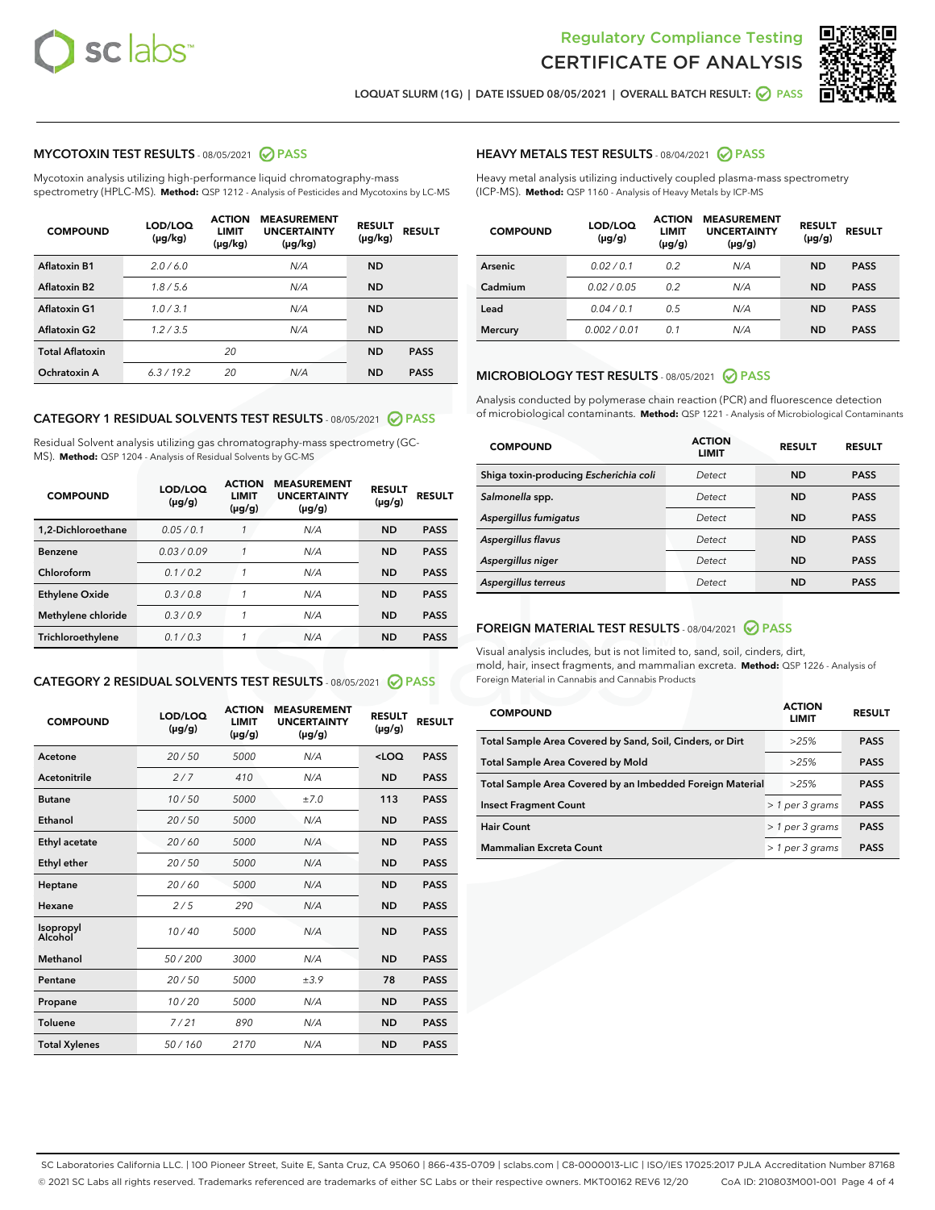Regulatory Compliance Testing
# CERTIFICATE OF ANALYSIS

LOQUAT SLURM (1G) | DATE ISSUED 08/05/2021 | OVERALL BATCH RESULT: PASS

## MYCOTOXIN TEST RESULTS - 08/05/2021 PASS

Mycotoxin analysis utilizing high-performance liquid chromatography-mass spectrometry (HPLC-MS). **Method:** QSP 1212 - Analysis of Pesticides and Mycotoxins by LC-MS

| COMPOUND | LOD/LOQ (µg/kg) | ACTION LIMIT (µg/kg) | MEASUREMENT UNCERTAINTY (µg/kg) | RESULT (µg/kg) | RESULT |
|---|---|---|---|---|---|
| Aflatoxin B1 | 2.0 / 6.0 | | N/A | ND | |
| Aflatoxin B2 | 1.8 / 5.6 | | N/A | ND | |
| Aflatoxin G1 | 1.0 / 3.1 | | N/A | ND | |
| Aflatoxin G2 | 1.2 / 3.5 | | N/A | ND | |
| Total Aflatoxin | | 20 | | ND | PASS |
| Ochratoxin A | 6.3 / 19.2 | 20 | N/A | ND | PASS |

## CATEGORY 1 RESIDUAL SOLVENTS TEST RESULTS - 08/05/2021 PASS

Residual Solvent analysis utilizing gas chromatography-mass spectrometry (GC-MS). **Method:** QSP 1204 - Analysis of Residual Solvents by GC-MS

| COMPOUND | LOD/LOQ (µg/g) | ACTION LIMIT (µg/g) | MEASUREMENT UNCERTAINTY (µg/g) | RESULT (µg/g) | RESULT |
|---|---|---|---|---|---|
| 1,2-Dichloroethane | 0.05 / 0.1 | 1 | N/A | ND | PASS |
| Benzene | 0.03 / 0.09 | 1 | N/A | ND | PASS |
| Chloroform | 0.1 / 0.2 | 1 | N/A | ND | PASS |
| Ethylene Oxide | 0.3 / 0.8 | 1 | N/A | ND | PASS |
| Methylene chloride | 0.3 / 0.9 | 1 | N/A | ND | PASS |
| Trichloroethylene | 0.1 / 0.3 | 1 | N/A | ND | PASS |

## CATEGORY 2 RESIDUAL SOLVENTS TEST RESULTS - 08/05/2021 PASS

| COMPOUND | LOD/LOQ (µg/g) | ACTION LIMIT (µg/g) | MEASUREMENT UNCERTAINTY (µg/g) | RESULT (µg/g) | RESULT |
|---|---|---|---|---|---|
| Acetone | 20 / 50 | 5000 | N/A | <LOQ | PASS |
| Acetonitrile | 2 / 7 | 410 | N/A | ND | PASS |
| Butane | 10 / 50 | 5000 | ±7.0 | 113 | PASS |
| Ethanol | 20 / 50 | 5000 | N/A | ND | PASS |
| Ethyl acetate | 20 / 60 | 5000 | N/A | ND | PASS |
| Ethyl ether | 20 / 50 | 5000 | N/A | ND | PASS |
| Heptane | 20 / 60 | 5000 | N/A | ND | PASS |
| Hexane | 2 / 5 | 290 | N/A | ND | PASS |
| Isopropyl Alcohol | 10 / 40 | 5000 | N/A | ND | PASS |
| Methanol | 50 / 200 | 3000 | N/A | ND | PASS |
| Pentane | 20 / 50 | 5000 | ±3.9 | 78 | PASS |
| Propane | 10 / 20 | 5000 | N/A | ND | PASS |
| Toluene | 7 / 21 | 890 | N/A | ND | PASS |
| Total Xylenes | 50 / 160 | 2170 | N/A | ND | PASS |

## HEAVY METALS TEST RESULTS - 08/04/2021 PASS

Heavy metal analysis utilizing inductively coupled plasma-mass spectrometry (ICP-MS). **Method:** QSP 1160 - Analysis of Heavy Metals by ICP-MS

| COMPOUND | LOD/LOQ (µg/g) | ACTION LIMIT (µg/g) | MEASUREMENT UNCERTAINTY (µg/g) | RESULT (µg/g) | RESULT |
|---|---|---|---|---|---|
| Arsenic | 0.02 / 0.1 | 0.2 | N/A | ND | PASS |
| Cadmium | 0.02 / 0.05 | 0.2 | N/A | ND | PASS |
| Lead | 0.04 / 0.1 | 0.5 | N/A | ND | PASS |
| Mercury | 0.002 / 0.01 | 0.1 | N/A | ND | PASS |

## MICROBIOLOGY TEST RESULTS - 08/05/2021 PASS

Analysis conducted by polymerase chain reaction (PCR) and fluorescence detection of microbiological contaminants. **Method:** QSP 1221 - Analysis of Microbiological Contaminants

| COMPOUND | ACTION LIMIT | RESULT | RESULT |
|---|---|---|---|
| Shiga toxin-producing *Escherichia coli* | Detect | ND | PASS |
| *Salmonella* spp. | Detect | ND | PASS |
| *Aspergillus fumigatus* | Detect | ND | PASS |
| *Aspergillus flavus* | Detect | ND | PASS |
| *Aspergillus niger* | Detect | ND | PASS |
| *Aspergillus terreus* | Detect | ND | PASS |

## FOREIGN MATERIAL TEST RESULTS - 08/04/2021 PASS

Visual analysis includes, but is not limited to, sand, soil, cinders, dirt, mold, hair, insect fragments, and mammalian excreta. **Method:** QSP 1226 - Analysis of Foreign Material in Cannabis and Cannabis Products

| COMPOUND | ACTION LIMIT | RESULT |
|---|---|---|
| Total Sample Area Covered by Sand, Soil, Cinders, or Dirt | >25% | PASS |
| Total Sample Area Covered by Mold | >25% | PASS |
| Total Sample Area Covered by an Imbedded Foreign Material | >25% | PASS |
| Insect Fragment Count | > 1 per 3 grams | PASS |
| Hair Count | > 1 per 3 grams | PASS |
| Mammalian Excreta Count | > 1 per 3 grams | PASS |

SC Laboratories California LLC. | 100 Pioneer Street, Suite E, Santa Cruz, CA 95060 | 866-435-0709 | sclabs.com | C8-0000013-LIC | ISO/IES 17025:2017 PJLA Accreditation Number 87168
© 2021 SC Labs all rights reserved. Trademarks referenced are trademarks of either SC Labs or their respective owners. MKT00162 REV6 12/20 CoA ID: 210803M001-001